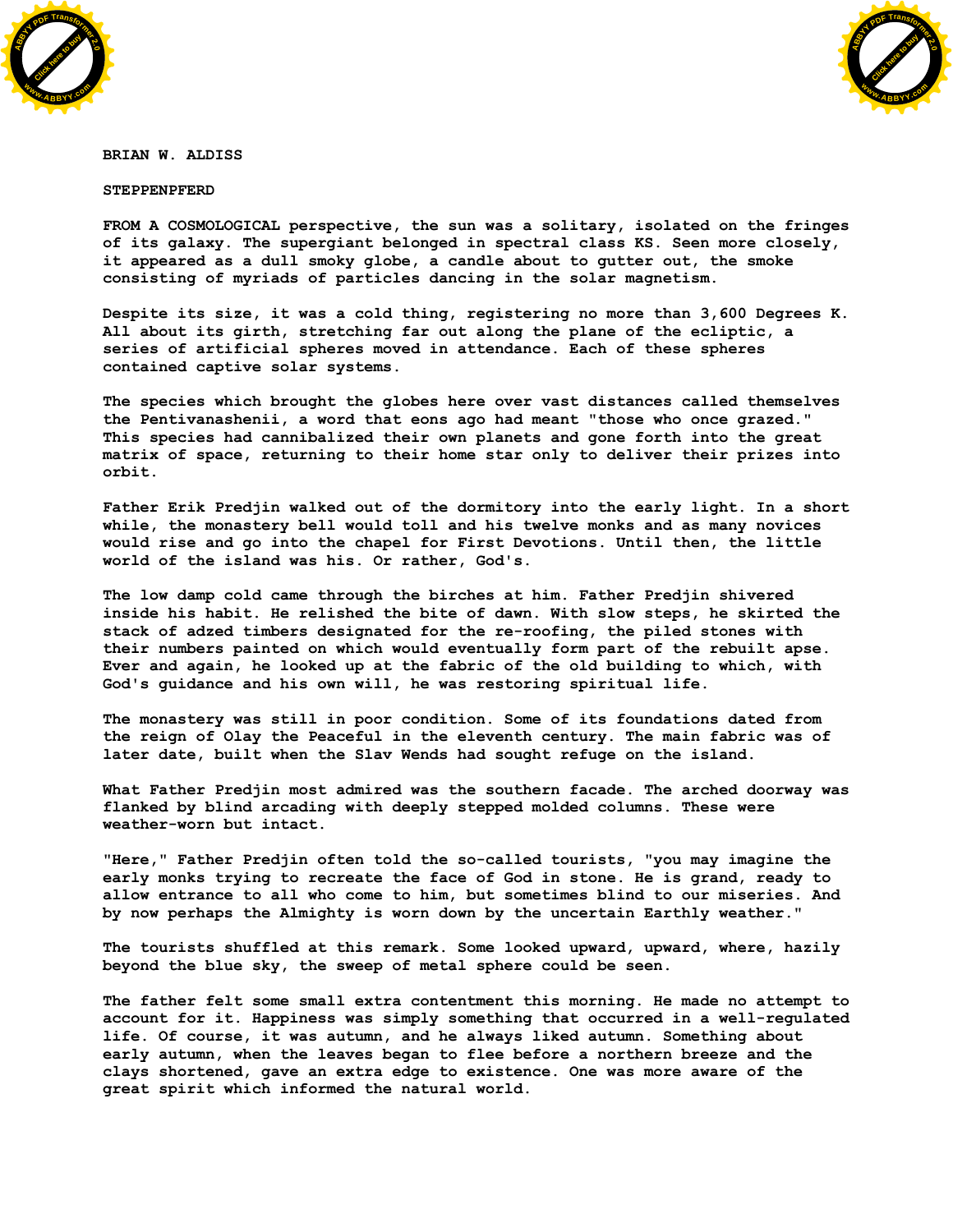BRIAN W. ALDISS

# STEPPENPFERD

FROM A COSMOLOGICAL perspective, the sun was a solitary, isolated on the fringes of its galaxy. The supergiant belonged in spectral class KS. Seen more closely, it appeared as a dull smoky globe, a candle about to gutter out, the smoke consisting of myriads of particles dancing in the solar magnetism.

Despite its size, it was a cold thing, registering no more than 3,600 Degrees K. All about its girth, stretching far out along the plane of the ecliptic, a series of artificial spheres moved in attendance. Each of these spheres contained captive solar systems.

The species which brought the globes here over vast distances called themselves the Pentivanashenii, a word that eons ago had meant "those who once grazed." This species had cannibalized their own planets and gone forth into the great matrix of space, returning to their home star only to deliver their prizes into orbit.

Father Erik Predjin walked out of the dormitory into the early light. In a short while, the monastery bell would toll and his twelve monks and as many novices would rise and go into the chapel for First Devotions. Until then, the little world of the island was his. Or rather, God's.

The low damp cold came through the birches at him. Father Predjin shivered inside his habit. He relished the bite of dawn. With slow steps, he skirted the stack of adzed timbers designated for the re-roofing, the piled stones with their numbers painted on which would eventually form part of the rebuilt apse. Ever and again, he looked up at the fabric of the old building to which, with God's guidance and his own will, he was restoring spiritual life.

The monastery was still in poor condition. Some of its foundations dated from the reign of Olay the Peaceful in the eleventh century. The main fabric was of later date, built when the Slav Wends had sought refuge on the island.

What Father Predjin most admired was the southern facade. The arched doorway was flanked by blind arcading with deeply stepped molded columns. These were weather-worn but intact.

"Here," Father Predjin often told the so-called tourists, "you may imagine the early monks trying to recreate the face of God in stone. He is grand, ready to allow entrance to all who come to him, but sometimes blind to our miseries. And by now perhaps the Almighty is worn down by the uncertain Earthly weather."

The tourists shuffled at this remark. Some looked upward, upward, where, hazily beyond the blue sky, the sweep of metal sphere could be seen.

The father felt some small extra contentment this morning. He made no attempt to account for it. Happiness was simply something that occurred in a well-regulated life. Of course, it was autumn, and he always liked autumn. Something about early autumn, when the leaves began to flee before a northern breeze and the clays shortened, gave an extra edge to existence. One was more aware of the great spirit which informed the natural world.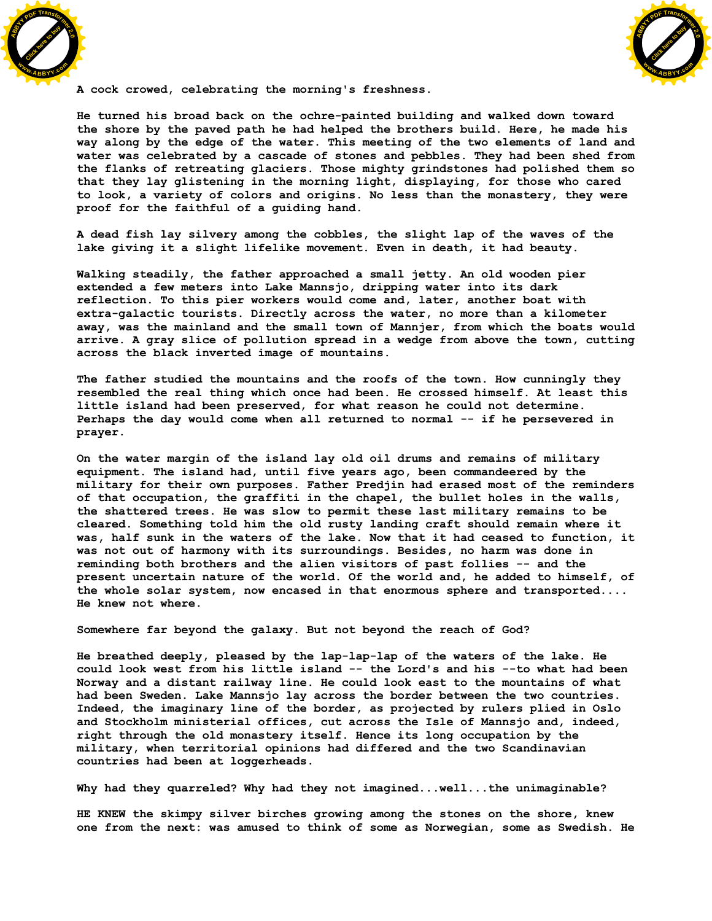A cock crowed, celebrating the morning's freshness.

He turned his broad back on the ochre-painted building and walked down toward the shore by the paved path he had helped the brothers build. Here, he made his way along by the edge of the water. This meeting of the two elements of land and water was celebrated by a cascade of stones and pebbles. They had been shed from the flanks of retreating glaciers. Those mighty grindstones had polished them so that they lay glistening in the morning light, displaying, for those who cared to look, a variety of colors and origins. No less than the monastery, they were proof for the faithful of a guiding hand.

A dead fish lay silvery among the cobbles, the slight lap of the waves of the lake giving it a slight lifelike movement. Even in death, it had beauty.

Walking steadily, the father approached a small jetty. An old wooden pier extended a few meters into Lake Mannsjo, dripping water into its dark reflection. To this pier workers would come and, later, another boat with extra-galactic tourists. Directly across the water, no more than a kilometer away, was the mainland and the small town of Mannjer, from which the boats would arrive. A gray slice of pollution spread in a wedge from above the town, cutting across the black inverted image of mountains.

The father studied the mountains and the roofs of the town. How cunningly they resembled the real thing which once had been. He crossed himself. At least this little island had been preserved, for what reason he could not determine. Perhaps the day would come when all returned to normal -- if he persevered in prayer.

On the water margin of the island lay old oil drums and remains of military equipment. The island had, until five years ago, been commandeered by the military for their own purposes. Father Predjin had erased most of the reminders of that occupation, the graffiti in the chapel, the bullet holes in the walls, the shattered trees. He was slow to permit these last military remains to be cleared. Something told him the old rusty landing craft should remain where it was, half sunk in the waters of the lake. Now that it had ceased to function, it was not out of harmony with its surroundings. Besides, no harm was done in reminding both brothers and the alien visitors of past follies -- and the present uncertain nature of the world. Of the world and, he added to himself, of the whole solar system, now encased in that enormous sphere and transported.... He knew not where.

Somewhere far beyond the galaxy. But not beyond the reach of God?

He breathed deeply, pleased by the lap-lap-lap of the waters of the lake. He could look west from his little island -- the Lord's and his --to what had been Norway and a distant railway line. He could look east to the mountains of what had been Sweden. Lake Mannsjo lay across the border between the two countries. Indeed, the imaginary line of the border, as projected by rulers plied in Oslo and Stockholm ministerial offices, cut across the Isle of Mannsjo and, indeed, right through the old monastery itself. Hence its long occupation by the military, when territorial opinions had differed and the two Scandinavian countries had been at loggerheads.

Why had they quarreled? Why had they not imagined...well...the unimaginable?

HE KNEW the skimpy silver birches growing among the stones on the shore, knew one from the next: was amused to think of some as Norwegian, some as Swedish. He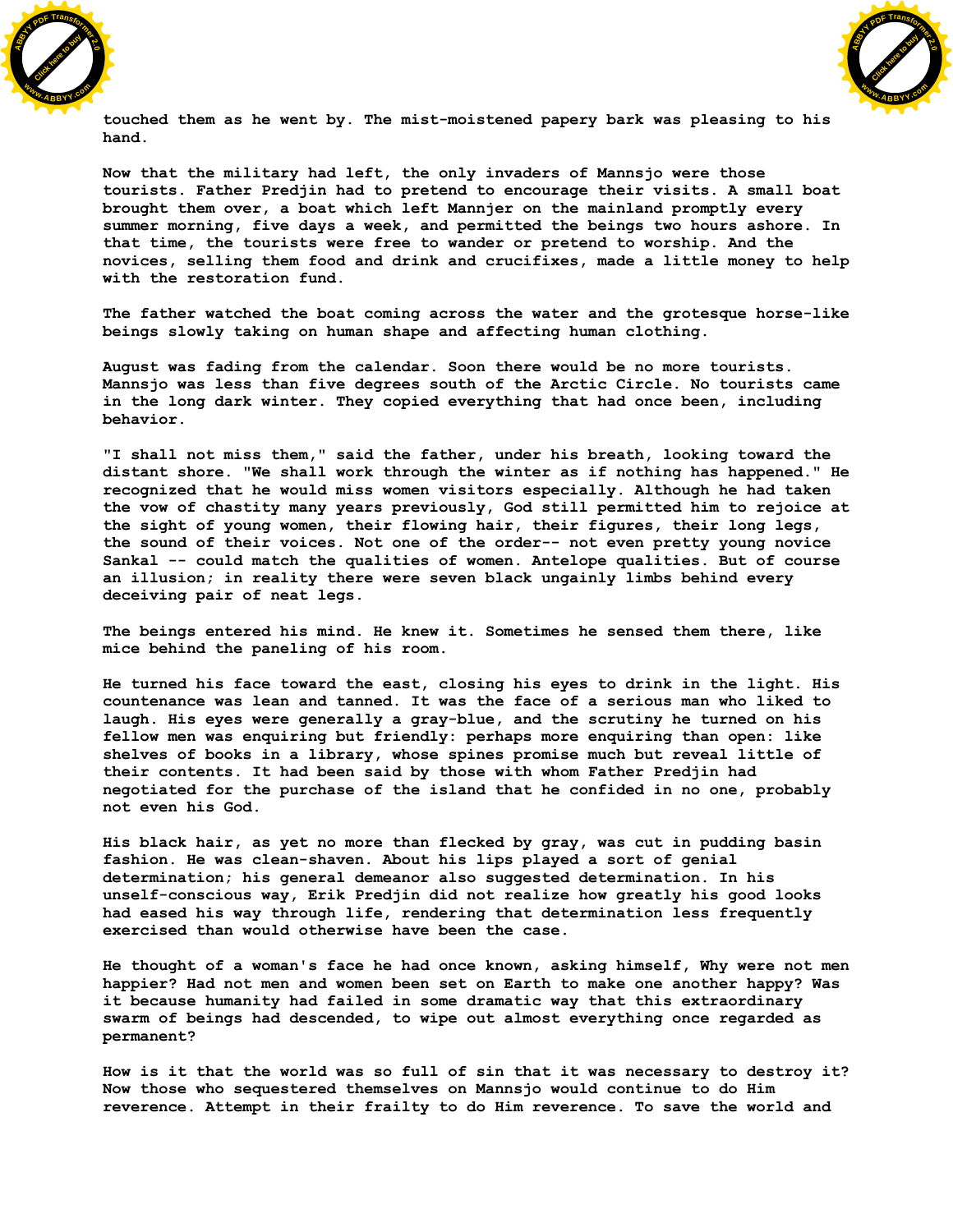touched them as he went by. The mist-moistened papery bark was pleasing to his hand.

Now that the military had left, the only invaders of Mannsjo were those tourists. Father Predjin had to pretend to encourage their visits. A small boat brought them over, a boat which left Mannjer on the mainland promptly every summer morning, five days a week, and permitted the beings two hours ashore. In that time, the tourists were free to wander or pretend to worship. And the novices, selling them food and drink and crucifixes, made a little money to help with the restoration fund.

The father watched the boat coming across the water and the grotesque horse-like beings slowly taking on human shape and affecting human clothing.

August was fading from the calendar. Soon there would be no more tourists. Mannsjo was less than five degrees south of the Arctic Circle. No tourists came in the long dark winter. They copied everything that had once been, including behavior.

"I shall not miss them," said the father, under his breath, looking toward the distant shore. "We shall work through the winter as if nothing has happened." He recognized that he would miss women visitors especially. Although he had taken the vow of chastity many years previously, God still permitted him to rejoice at the sight of young women, their flowing hair, their figures, their long legs, the sound of their voices. Not one of the order-- not even pretty young novice Sankal -- could match the qualities of women. Antelope qualities. But of course an illusion; in reality there were seven black ungainly limbs behind every deceiving pair of neat legs.

The beings entered his mind. He knew it. Sometimes he sensed them there, like mice behind the paneling of his room.

He turned his face toward the east, closing his eyes to drink in the light. His countenance was lean and tanned. It was the face of a serious man who liked to laugh. His eyes were generally a gray-blue, and the scrutiny he turned on his fellow men was enquiring but friendly: perhaps more enquiring than open: like shelves of books in a library, whose spines promise much but reveal little of their contents. It had been said by those with whom Father Predjin had negotiated for the purchase of the island that he confided in no one, probably not even his God.

His black hair, as yet no more than flecked by gray, was cut in pudding basin fashion. He was clean-shaven. About his lips played a sort of genial determination; his general demeanor also suggested determination. In his unself-conscious way, Erik Predjin did not realize how greatly his good looks had eased his way through life, rendering that determination less frequently exercised than would otherwise have been the case.

He thought of a woman's face he had once known, asking himself, Why were not men happier? Had not men and women been set on Earth to make one another happy? Was it because humanity had failed in some dramatic way that this extraordinary swarm of beings had descended, to wipe out almost everything once regarded as permanent?

How is it that the world was so full of sin that it was necessary to destroy it? Now those who sequestered themselves on Mannsjo would continue to do Him reverence. Attempt in their frailty to do Him reverence. To save the world and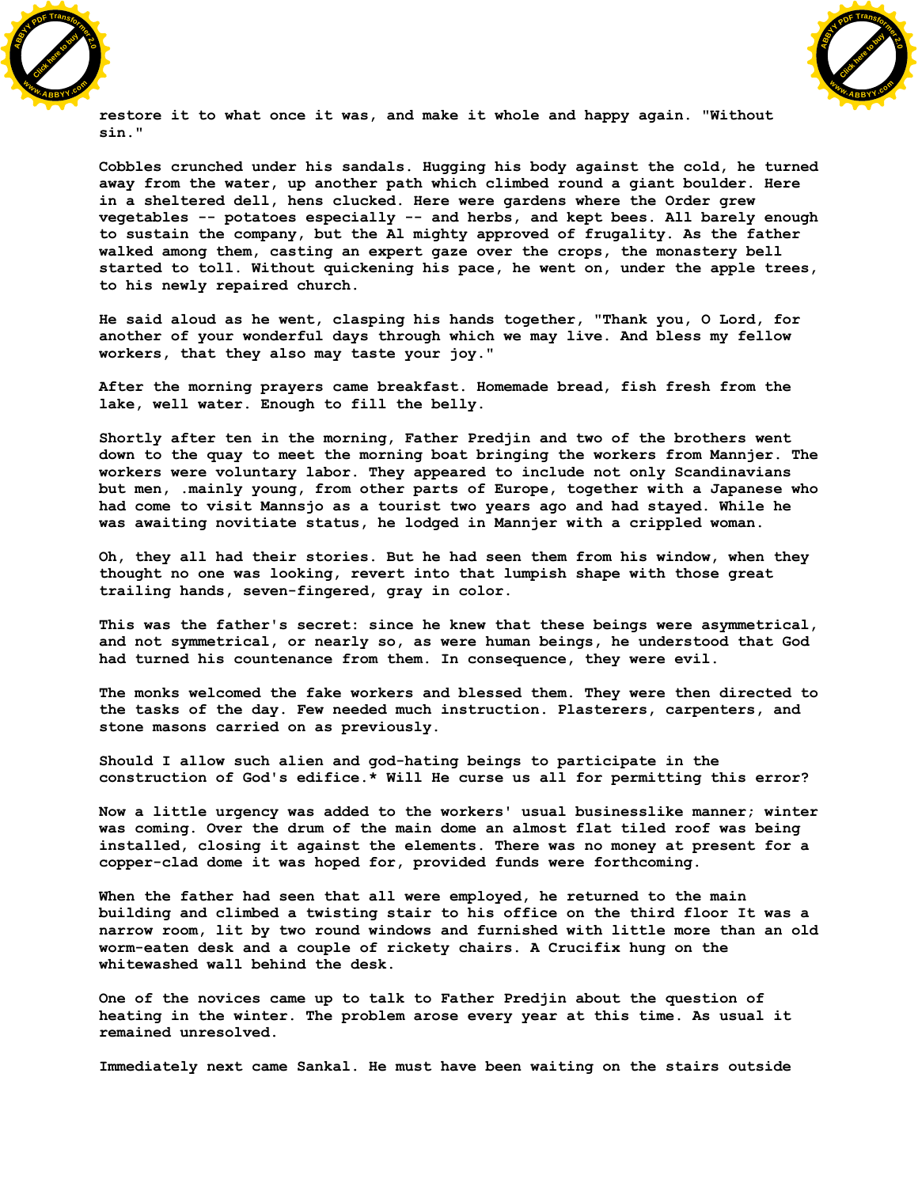restore it to what once it was, and make it whole and happy again. "Without sin."

Cobbles crunched under his sandals. Hugging his body against the cold, he turned away from the water, up another path which climbed round a giant boulder. Here in a sheltered dell, hens clucked. Here were gardens where the Order grew vegetables -- potatoes especially -- and herbs, and kept bees. All barely enough to sustain the company, but the Al mighty approved of frugality. As the father walked among them, casting an expert gaze over the crops, the monastery bell started to toll. Without quickening his pace, he went on, under the apple trees, to his newly repaired church.

He said aloud as he went, clasping his hands together, "Thank you, O Lord, for another of your wonderful days through which we may live. And bless my fellow workers, that they also may taste your joy."

After the morning prayers came breakfast. Homemade bread, fish fresh from the lake, well water. Enough to fill the belly.

Shortly after ten in the morning, Father Predjin and two of the brothers went down to the quay to meet the morning boat bringing the workers from Mannjer. The workers were voluntary labor. They appeared to include not only Scandinavians but men, .mainly young, from other parts of Europe, together with a Japanese who had come to visit Mannsjo as a tourist two years ago and had stayed. While he was awaiting novitiate status, he lodged in Mannjer with a crippled woman.

Oh, they all had their stories. But he had seen them from his window, when they thought no one was looking, revert into that lumpish shape with those great trailing hands, seven-fingered, gray in color.

This was the father's secret: since he knew that these beings were asymmetrical, and not symmetrical, or nearly so, as were human beings, he understood that God had turned his countenance from them. In consequence, they were evil.

The monks welcomed the fake workers and blessed them. They were then directed to the tasks of the day. Few needed much instruction. Plasterers, carpenters, and stone masons carried on as previously.

Should I allow such alien and god-hating beings to participate in the construction of God's edifice.* Will He curse us all for permitting this error?

Now a little urgency was added to the workers' usual businesslike manner; winter was coming. Over the drum of the main dome an almost flat tiled roof was being installed, closing it against the elements. There was no money at present for a copper-clad dome it was hoped for, provided funds were forthcoming.

When the father had seen that all were employed, he returned to the main building and climbed a twisting stair to his office on the third floor It was a narrow room, lit by two round windows and furnished with little more than an old worm-eaten desk and a couple of rickety chairs. A Crucifix hung on the whitewashed wall behind the desk.

One of the novices came up to talk to Father Predjin about the question of heating in the winter. The problem arose every year at this time. As usual it remained unresolved.

Immediately next came Sankal. He must have been waiting on the stairs outside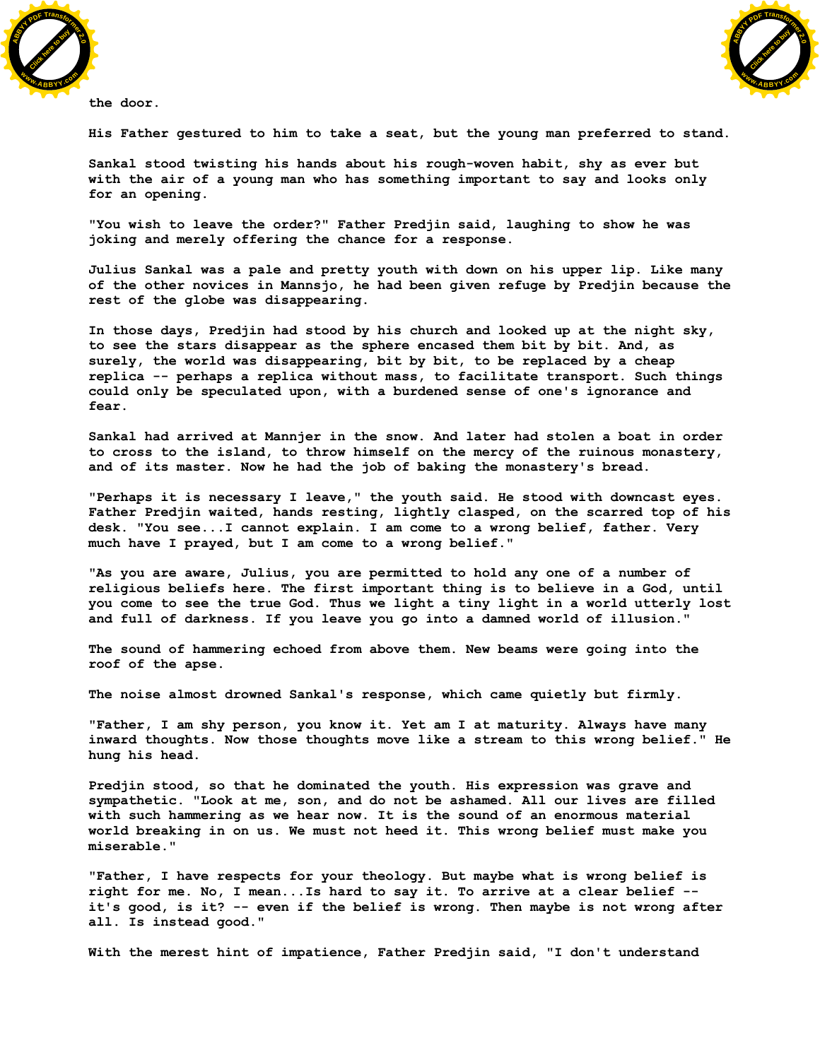the door.

His Father gestured to him to take a seat, but the young man preferred to stand.

Sankal stood twisting his hands about his rough-woven habit, shy as ever but with the air of a young man who has something important to say and looks only for an opening.

"You wish to leave the order?" Father Predjin said, laughing to show he was joking and merely offering the chance for a response.

Julius Sankal was a pale and pretty youth with down on his upper lip. Like many of the other novices in Mannsjo, he had been given refuge by Predjin because the rest of the globe was disappearing.

In those days, Predjin had stood by his church and looked up at the night sky, to see the stars disappear as the sphere encased them bit by bit. And, as surely, the world was disappearing, bit by bit, to be replaced by a cheap replica -- perhaps a replica without mass, to facilitate transport. Such things could only be speculated upon, with a burdened sense of one's ignorance and fear.

Sankal had arrived at Mannjer in the snow. And later had stolen a boat in order to cross to the island, to throw himself on the mercy of the ruinous monastery, and of its master. Now he had the job of baking the monastery's bread.

"Perhaps it is necessary I leave," the youth said. He stood with downcast eyes. Father Predjin waited, hands resting, lightly clasped, on the scarred top of his desk. "You see...I cannot explain. I am come to a wrong belief, father. Very much have I prayed, but I am come to a wrong belief."

"As you are aware, Julius, you are permitted to hold any one of a number of religious beliefs here. The first important thing is to believe in a God, until you come to see the true God. Thus we light a tiny light in a world utterly lost and full of darkness. If you leave you go into a damned world of illusion."

The sound of hammering echoed from above them. New beams were going into the roof of the apse.

The noise almost drowned Sankal's response, which came quietly but firmly.

"Father, I am shy person, you know it. Yet am I at maturity. Always have many inward thoughts. Now those thoughts move like a stream to this wrong belief." He hung his head.

Predjin stood, so that he dominated the youth. His expression was grave and sympathetic. "Look at me, son, and do not be ashamed. All our lives are filled with such hammering as we hear now. It is the sound of an enormous material world breaking in on us. We must not heed it. This wrong belief must make you miserable."

"Father, I have respects for your theology. But maybe what is wrong belief is right for me. No, I mean...Is hard to say it. To arrive at a clear belief -- it's good, is it? -- even if the belief is wrong. Then maybe is not wrong after all. Is instead good."

With the merest hint of impatience, Father Predjin said, "I don't understand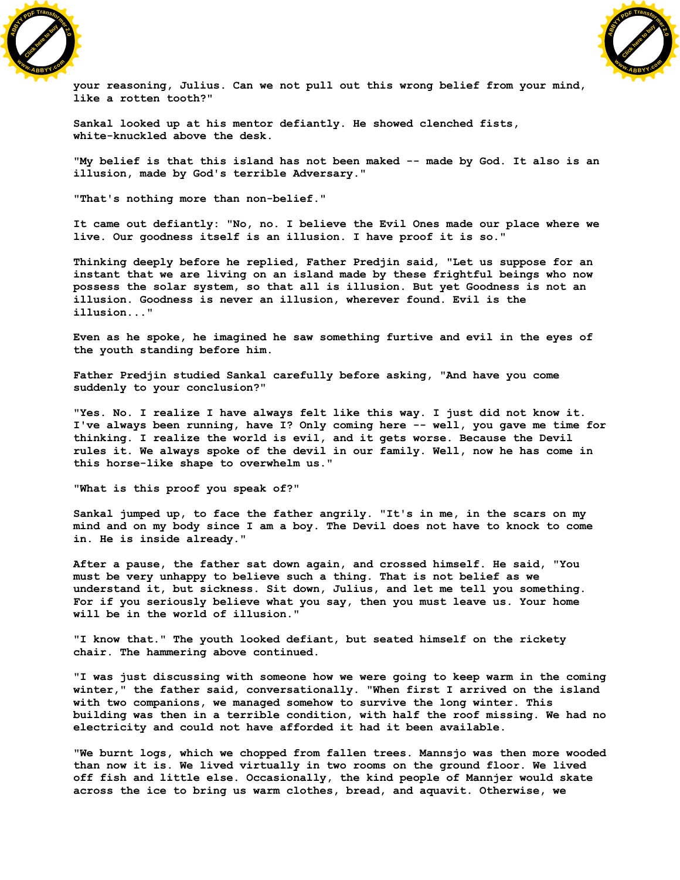your reasoning, Julius. Can we not pull out this wrong belief from your mind, like a rotten tooth?"

Sankal looked up at his mentor defiantly. He showed clenched fists, white-knuckled above the desk.

"My belief is that this island has not been maked -- made by God. It also is an illusion, made by God's terrible Adversary."

"That's nothing more than non-belief."

It came out defiantly: "No, no. I believe the Evil Ones made our place where we live. Our goodness itself is an illusion. I have proof it is so."

Thinking deeply before he replied, Father Predjin said, "Let us suppose for an instant that we are living on an island made by these frightful beings who now possess the solar system, so that all is illusion. But yet Goodness is not an illusion. Goodness is never an illusion, wherever found. Evil is the illusion..."

Even as he spoke, he imagined he saw something furtive and evil in the eyes of the youth standing before him.

Father Predjin studied Sankal carefully before asking, "And have you come suddenly to your conclusion?"

"Yes. No. I realize I have always felt like this way. I just did not know it. I've always been running, have I? Only coming here -- well, you gave me time for thinking. I realize the world is evil, and it gets worse. Because the Devil rules it. We always spoke of the devil in our family. Well, now he has come in this horse-like shape to overwhelm us."

"What is this proof you speak of?"

Sankal jumped up, to face the father angrily. "It's in me, in the scars on my mind and on my body since I am a boy. The Devil does not have to knock to come in. He is inside already."

After a pause, the father sat down again, and crossed himself. He said, "You must be very unhappy to believe such a thing. That is not belief as we understand it, but sickness. Sit down, Julius, and let me tell you something. For if you seriously believe what you say, then you must leave us. Your home will be in the world of illusion."

"I know that." The youth looked defiant, but seated himself on the rickety chair. The hammering above continued.

"I was just discussing with someone how we were going to keep warm in the coming winter," the father said, conversationally. "When first I arrived on the island with two companions, we managed somehow to survive the long winter. This building was then in a terrible condition, with half the roof missing. We had no electricity and could not have afforded it had it been available.

"We burnt logs, which we chopped from fallen trees. Mannsjo was then more wooded than now it is. We lived virtually in two rooms on the ground floor. We lived off fish and little else. Occasionally, the kind people of Mannjer would skate across the ice to bring us warm clothes, bread, and aquavit. Otherwise, we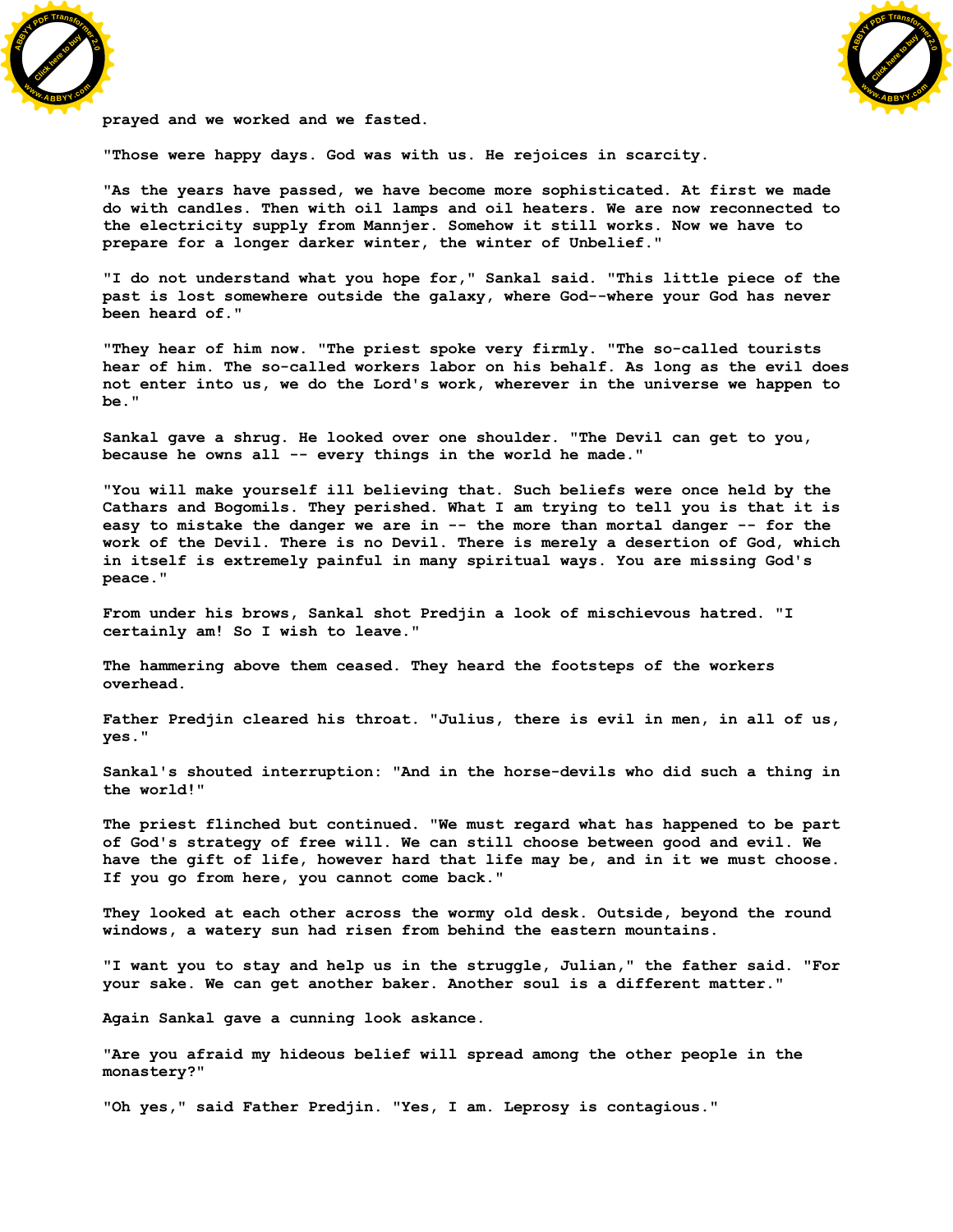prayed and we worked and we fasted.

"Those were happy days. God was with us. He rejoices in scarcity.

"As the years have passed, we have become more sophisticated. At first we made do with candles. Then with oil lamps and oil heaters. We are now reconnected to the electricity supply from Mannjer. Somehow it still works. Now we have to prepare for a longer darker winter, the winter of Unbelief."

"I do not understand what you hope for," Sankal said. "This little piece of the past is lost somewhere outside the galaxy, where God--where your God has never been heard of."

"They hear of him now. "The priest spoke very firmly. "The so-called tourists hear of him. The so-called workers labor on his behalf. As long as the evil does not enter into us, we do the Lord's work, wherever in the universe we happen to be."

Sankal gave a shrug. He looked over one shoulder. "The Devil can get to you, because he owns all -- every things in the world he made."

"You will make yourself ill believing that. Such beliefs were once held by the Cathars and Bogomils. They perished. What I am trying to tell you is that it is easy to mistake the danger we are in -- the more than mortal danger -- for the work of the Devil. There is no Devil. There is merely a desertion of God, which in itself is extremely painful in many spiritual ways. You are missing God's peace."

From under his brows, Sankal shot Predjin a look of mischievous hatred. "I certainly am! So I wish to leave."

The hammering above them ceased. They heard the footsteps of the workers overhead.

Father Predjin cleared his throat. "Julius, there is evil in men, in all of us, yes."

Sankal's shouted interruption: "And in the horse-devils who did such a thing in the world!"

The priest flinched but continued. "We must regard what has happened to be part of God's strategy of free will. We can still choose between good and evil. We have the gift of life, however hard that life may be, and in it we must choose. If you go from here, you cannot come back."

They looked at each other across the wormy old desk. Outside, beyond the round windows, a watery sun had risen from behind the eastern mountains.

"I want you to stay and help us in the struggle, Julian," the father said. "For your sake. We can get another baker. Another soul is a different matter."

Again Sankal gave a cunning look askance.

"Are you afraid my hideous belief will spread among the other people in the monastery?"

"Oh yes," said Father Predjin. "Yes, I am. Leprosy is contagious."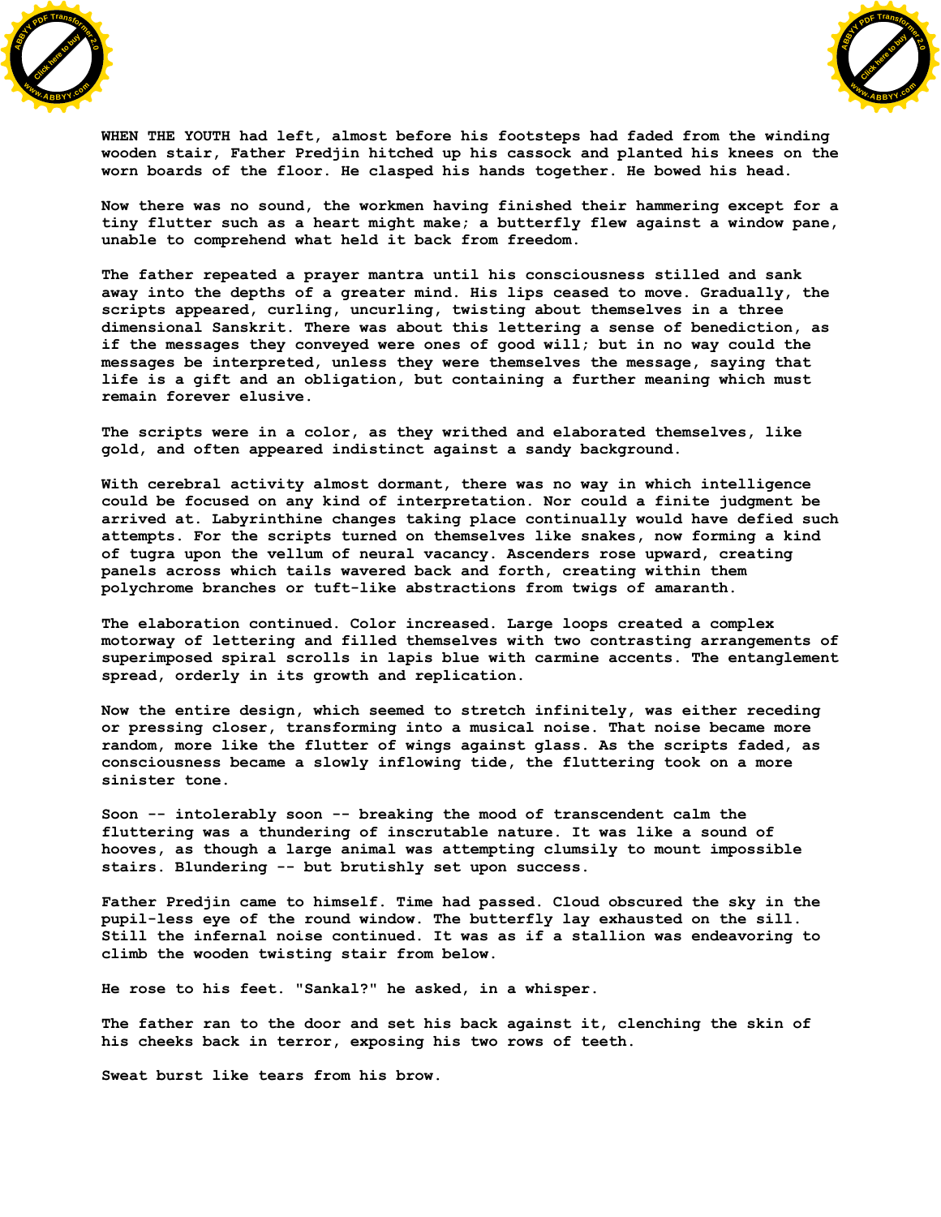WHEN THE YOUTH had left, almost before his footsteps had faded from the winding wooden stair, Father Predjin hitched up his cassock and planted his knees on the worn boards of the floor. He clasped his hands together. He bowed his head.

Now there was no sound, the workmen having finished their hammering except for a tiny flutter such as a heart might make; a butterfly flew against a window pane, unable to comprehend what held it back from freedom.

The father repeated a prayer mantra until his consciousness stilled and sank away into the depths of a greater mind. His lips ceased to move. Gradually, the scripts appeared, curling, uncurling, twisting about themselves in a three dimensional Sanskrit. There was about this lettering a sense of benediction, as if the messages they conveyed were ones of good will; but in no way could the messages be interpreted, unless they were themselves the message, saying that life is a gift and an obligation, but containing a further meaning which must remain forever elusive.

The scripts were in a color, as they writhed and elaborated themselves, like gold, and often appeared indistinct against a sandy background.

With cerebral activity almost dormant, there was no way in which intelligence could be focused on any kind of interpretation. Nor could a finite judgment be arrived at. Labyrinthine changes taking place continually would have defied such attempts. For the scripts turned on themselves like snakes, now forming a kind of tugra upon the vellum of neural vacancy. Ascenders rose upward, creating panels across which tails wavered back and forth, creating within them polychrome branches or tuft-like abstractions from twigs of amaranth.

The elaboration continued. Color increased. Large loops created a complex motorway of lettering and filled themselves with two contrasting arrangements of superimposed spiral scrolls in lapis blue with carmine accents. The entanglement spread, orderly in its growth and replication.

Now the entire design, which seemed to stretch infinitely, was either receding or pressing closer, transforming into a musical noise. That noise became more random, more like the flutter of wings against glass. As the scripts faded, as consciousness became a slowly inflowing tide, the fluttering took on a more sinister tone.

Soon -- intolerably soon -- breaking the mood of transcendent calm the fluttering was a thundering of inscrutable nature. It was like a sound of hooves, as though a large animal was attempting clumsily to mount impossible stairs. Blundering -- but brutishly set upon success.

Father Predjin came to himself. Time had passed. Cloud obscured the sky in the pupil-less eye of the round window. The butterfly lay exhausted on the sill. Still the infernal noise continued. It was as if a stallion was endeavoring to climb the wooden twisting stair from below.

He rose to his feet. "Sankal?" he asked, in a whisper.

The father ran to the door and set his back against it, clenching the skin of his cheeks back in terror, exposing his two rows of teeth.

Sweat burst like tears from his brow.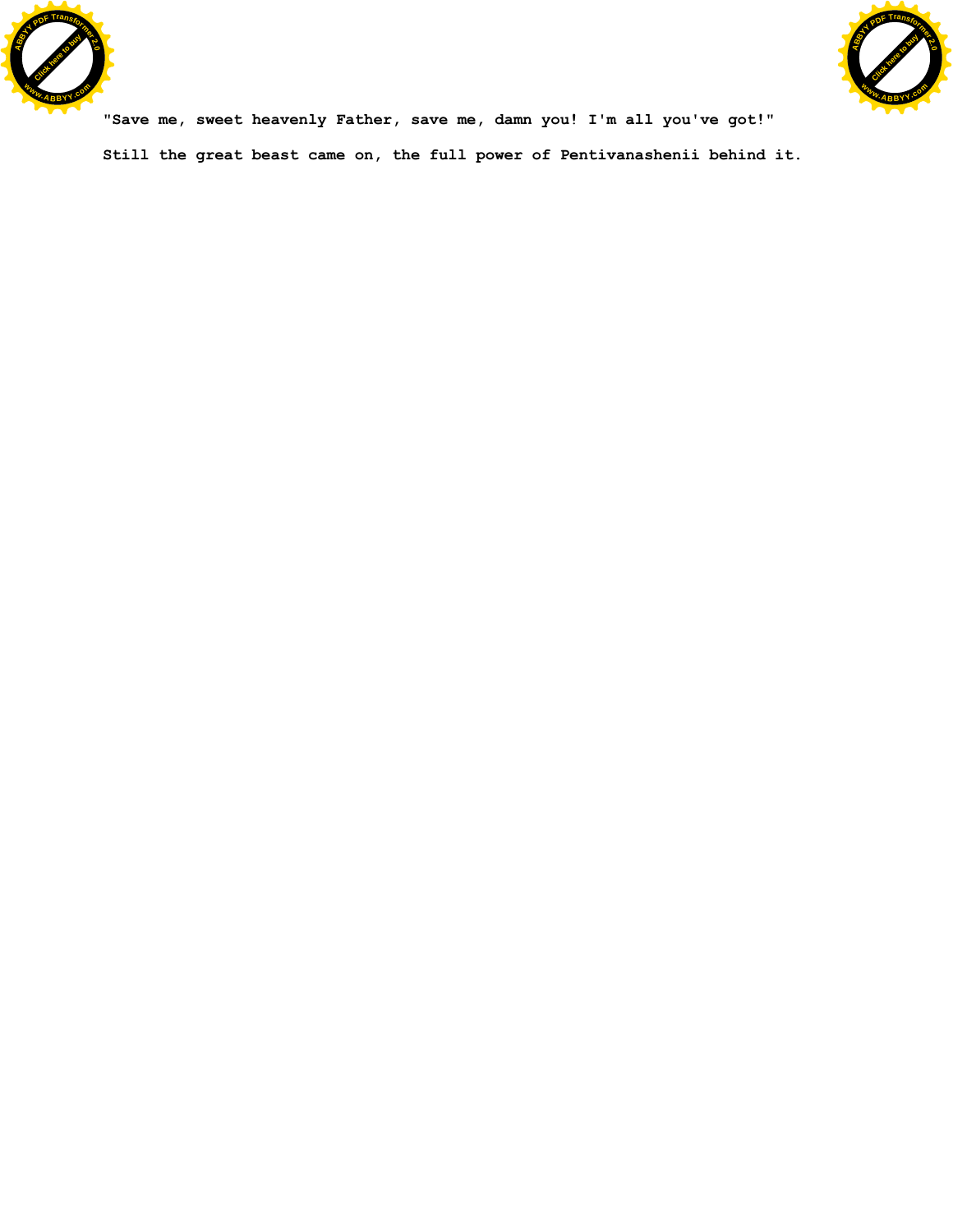"Save me, sweet heavenly Father, save me, damn you! I'm all you've got!"

Still the great beast came on, the full power of Pentivanashenii behind it.